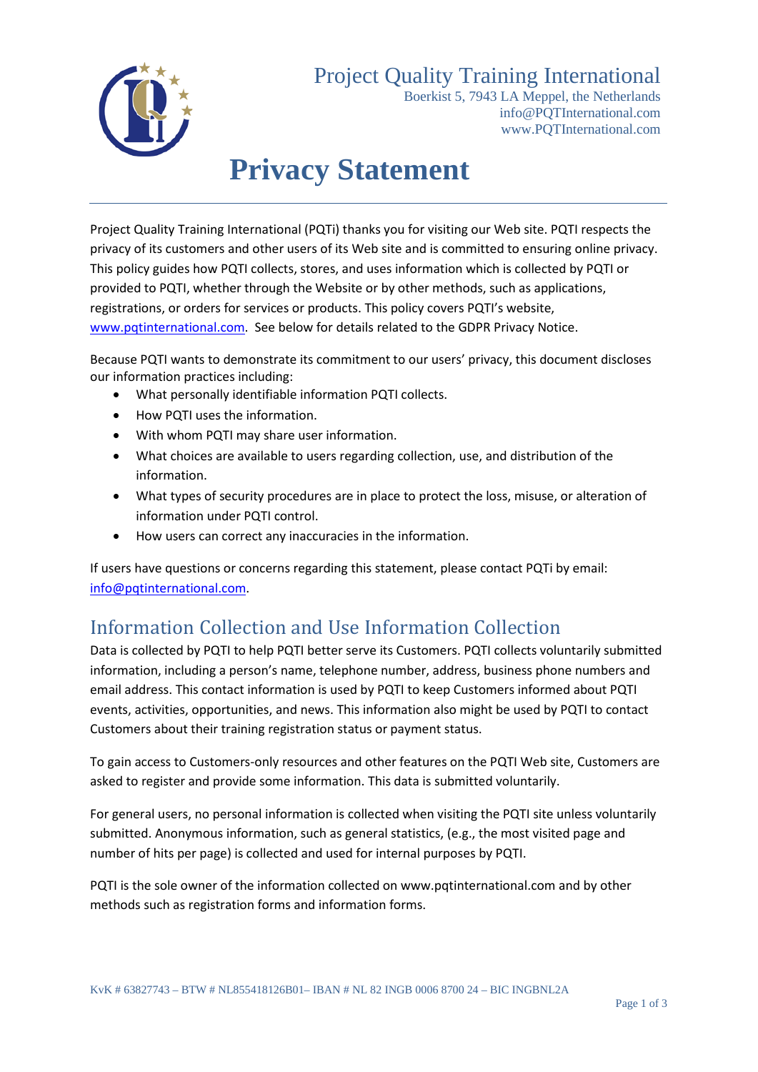Project Quality Training International
Boerkist 5, 7943 LA Meppel, the Netherlands
info@PQTInternational.com
www.PQTInternational.com

# Privacy Statement

Project Quality Training International (PQTi) thanks you for visiting our Web site. PQTI respects the privacy of its customers and other users of its Web site and is committed to ensuring online privacy. This policy guides how PQTI collects, stores, and uses information which is collected by PQTI or provided to PQTI, whether through the Website or by other methods, such as applications, registrations, or orders for services or products. This policy covers PQTI's website, www.pqtinternational.com. See below for details related to the GDPR Privacy Notice.

Because PQTI wants to demonstrate its commitment to our users' privacy, this document discloses our information practices including:

- What personally identifiable information PQTI collects.
- How PQTI uses the information.
- With whom PQTI may share user information.
- What choices are available to users regarding collection, use, and distribution of the information.
- What types of security procedures are in place to protect the loss, misuse, or alteration of information under PQTI control.
- How users can correct any inaccuracies in the information.

If users have questions or concerns regarding this statement, please contact PQTi by email: info@pqtinternational.com.

## Information Collection and Use Information Collection

Data is collected by PQTI to help PQTI better serve its Customers. PQTI collects voluntarily submitted information, including a person's name, telephone number, address, business phone numbers and email address. This contact information is used by PQTI to keep Customers informed about PQTI events, activities, opportunities, and news. This information also might be used by PQTI to contact Customers about their training registration status or payment status.

To gain access to Customers-only resources and other features on the PQTI Web site, Customers are asked to register and provide some information. This data is submitted voluntarily.

For general users, no personal information is collected when visiting the PQTI site unless voluntarily submitted. Anonymous information, such as general statistics, (e.g., the most visited page and number of hits per page) is collected and used for internal purposes by PQTI.

PQTI is the sole owner of the information collected on www.pqtinternational.com and by other methods such as registration forms and information forms.

KvK # 63827743 – BTW # NL855418126B01– IBAN # NL 82 INGB 0006 8700 24 – BIC INGBNL2A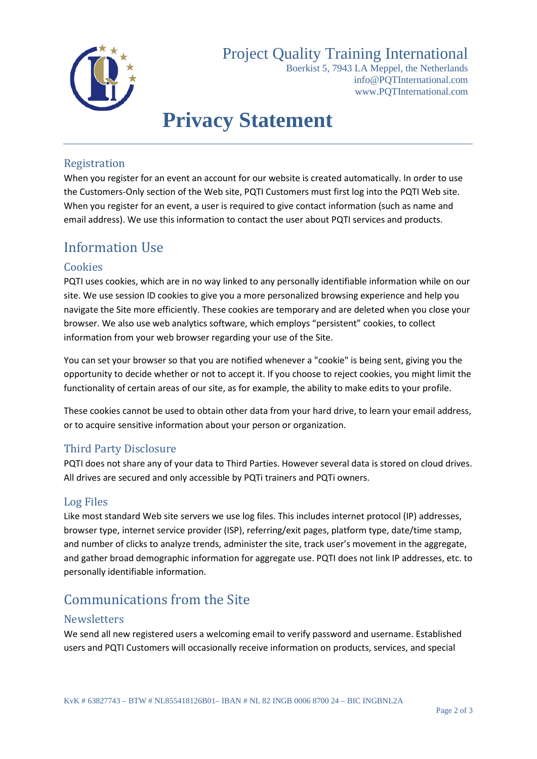# Privacy Statement

### Registration

When you register for an event an account for our website is created automatically. In order to use the Customers-Only section of the Web site, PQTI Customers must first log into the PQTI Web site. When you register for an event, a user is required to give contact information (such as name and email address). We use this information to contact the user about PQTI services and products.

## Information Use

### Cookies

PQTI uses cookies, which are in no way linked to any personally identifiable information while on our site. We use session ID cookies to give you a more personalized browsing experience and help you navigate the Site more efficiently. These cookies are temporary and are deleted when you close your browser. We also use web analytics software, which employs “persistent” cookies, to collect information from your web browser regarding your use of the Site.

You can set your browser so that you are notified whenever a "cookie" is being sent, giving you the opportunity to decide whether or not to accept it. If you choose to reject cookies, you might limit the functionality of certain areas of our site, as for example, the ability to make edits to your profile.

These cookies cannot be used to obtain other data from your hard drive, to learn your email address, or to acquire sensitive information about your person or organization.

### Third Party Disclosure

PQTI does not share any of your data to Third Parties. However several data is stored on cloud drives. All drives are secured and only accessible by PQTi trainers and PQTi owners.

### Log Files

Like most standard Web site servers we use log files. This includes internet protocol (IP) addresses, browser type, internet service provider (ISP), referring/exit pages, platform type, date/time stamp, and number of clicks to analyze trends, administer the site, track user’s movement in the aggregate, and gather broad demographic information for aggregate use. PQTI does not link IP addresses, etc. to personally identifiable information.

## Communications from the Site

### Newsletters

We send all new registered users a welcoming email to verify password and username. Established users and PQTI Customers will occasionally receive information on products, services, and special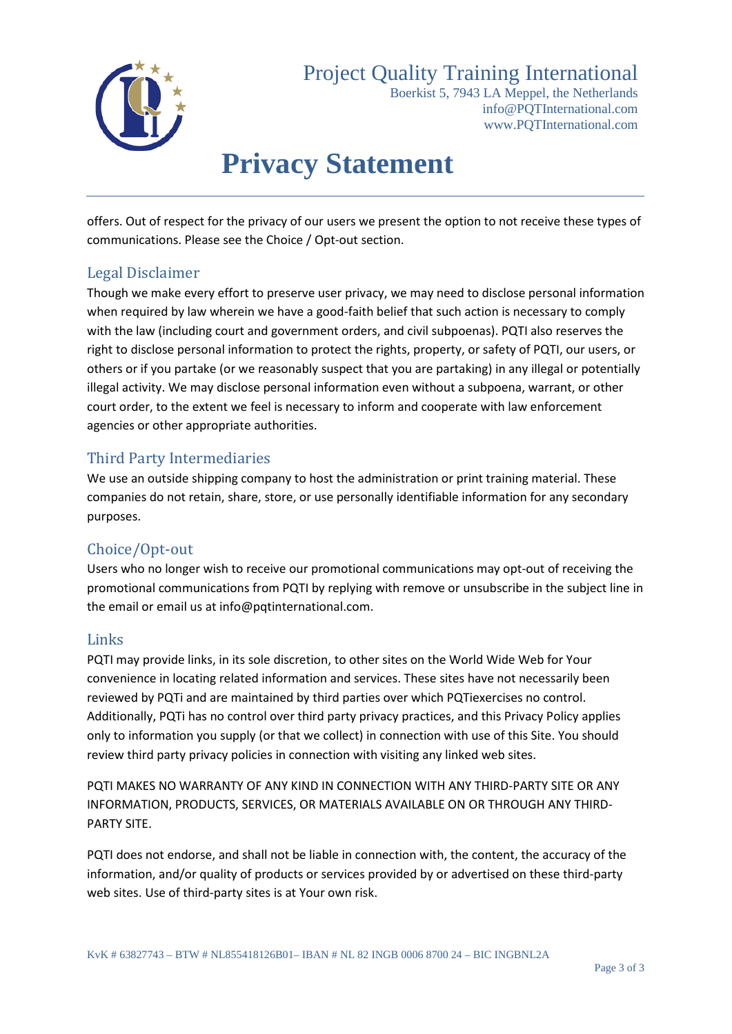offers. Out of respect for the privacy of our users we present the option to not receive these types of communications. Please see the Choice / Opt-out section.

## Legal Disclaimer

Though we make every effort to preserve user privacy, we may need to disclose personal information when required by law wherein we have a good-faith belief that such action is necessary to comply with the law (including court and government orders, and civil subpoenas). PQTI also reserves the right to disclose personal information to protect the rights, property, or safety of PQTI, our users, or others or if you partake (or we reasonably suspect that you are partaking) in any illegal or potentially illegal activity. We may disclose personal information even without a subpoena, warrant, or other court order, to the extent we feel is necessary to inform and cooperate with law enforcement agencies or other appropriate authorities.

## Third Party Intermediaries

We use an outside shipping company to host the administration or print training material. These companies do not retain, share, store, or use personally identifiable information for any secondary purposes.

## Choice/Opt-out

Users who no longer wish to receive our promotional communications may opt-out of receiving the promotional communications from PQTI by replying with remove or unsubscribe in the subject line in the email or email us at info@pqtinternational.com.

## Links

PQTI may provide links, in its sole discretion, to other sites on the World Wide Web for Your convenience in locating related information and services. These sites have not necessarily been reviewed by PQTi and are maintained by third parties over which PQTiexercises no control. Additionally, PQTi has no control over third party privacy practices, and this Privacy Policy applies only to information you supply (or that we collect) in connection with use of this Site. You should review third party privacy policies in connection with visiting any linked web sites.

PQTI MAKES NO WARRANTY OF ANY KIND IN CONNECTION WITH ANY THIRD-PARTY SITE OR ANY INFORMATION, PRODUCTS, SERVICES, OR MATERIALS AVAILABLE ON OR THROUGH ANY THIRD-PARTY SITE.

PQTI does not endorse, and shall not be liable in connection with, the content, the accuracy of the information, and/or quality of products or services provided by or advertised on these third-party web sites. Use of third-party sites is at Your own risk.